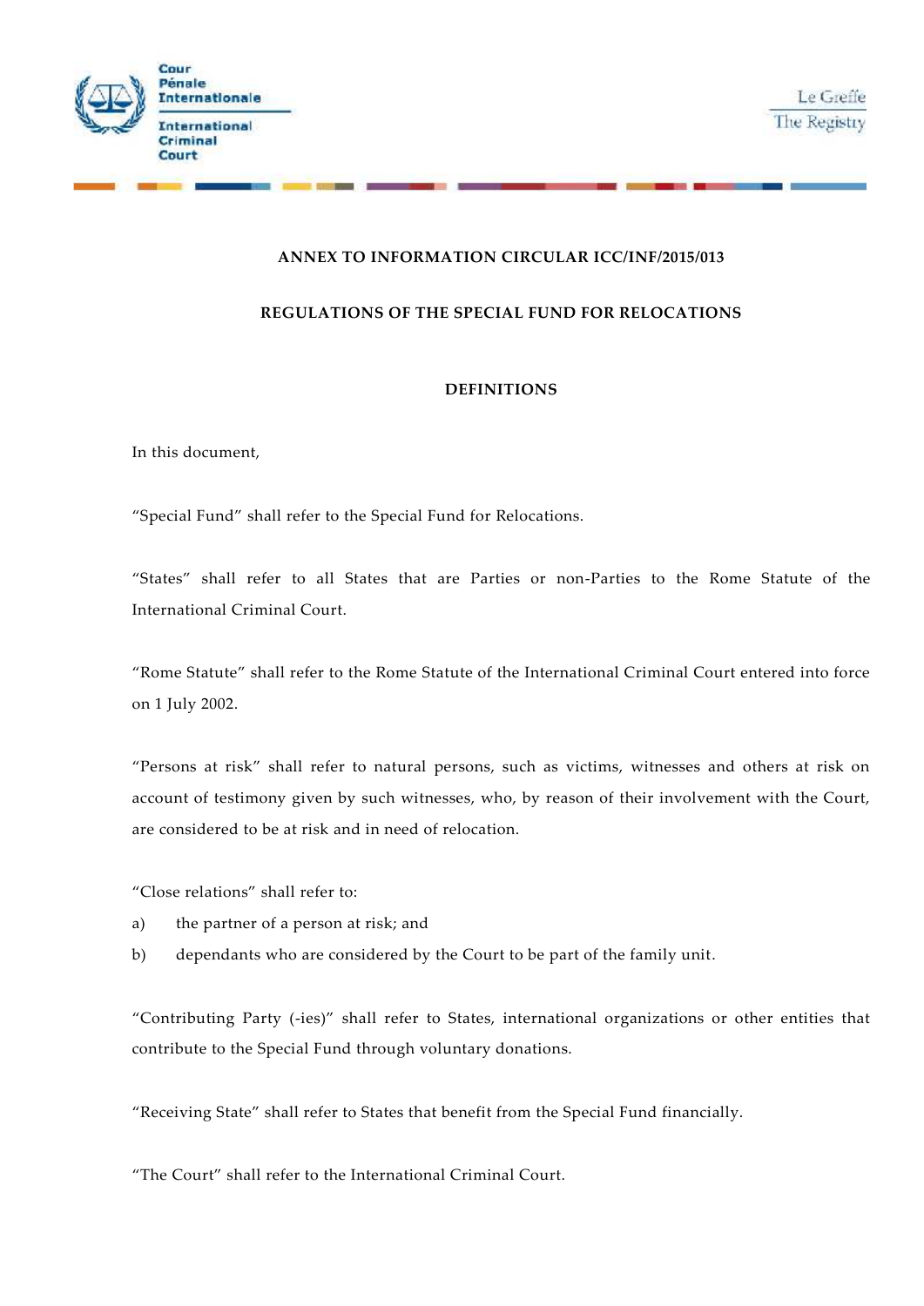**ANNEX TO INFORMATION CIRCULAR ICC/INF/2015/013**

# REGULATIONS OF THE SPECIAL FUND FOR RELOCATIONS

## DEFINITIONS

In this document,

"Special Fund" shall refer to the Special Fund for Relocations.

"States" shall refer to all States that are Parties or non-Parties to the Rome Statute of the International Criminal Court.

"Rome Statute" shall refer to the Rome Statute of the International Criminal Court entered into force on 1 July 2002.

"Persons at risk" shall refer to natural persons, such as victims, witnesses and others at risk on account of testimony given by such witnesses, who, by reason of their involvement with the Court, are considered to be at risk and in need of relocation.

"Close relations" shall refer to:

a) the partner of a person at risk; and
b) dependants who are considered by the Court to be part of the family unit.

"Contributing Party (-ies)" shall refer to States, international organizations or other entities that contribute to the Special Fund through voluntary donations.

"Receiving State" shall refer to States that benefit from the Special Fund financially.

"The Court" shall refer to the International Criminal Court.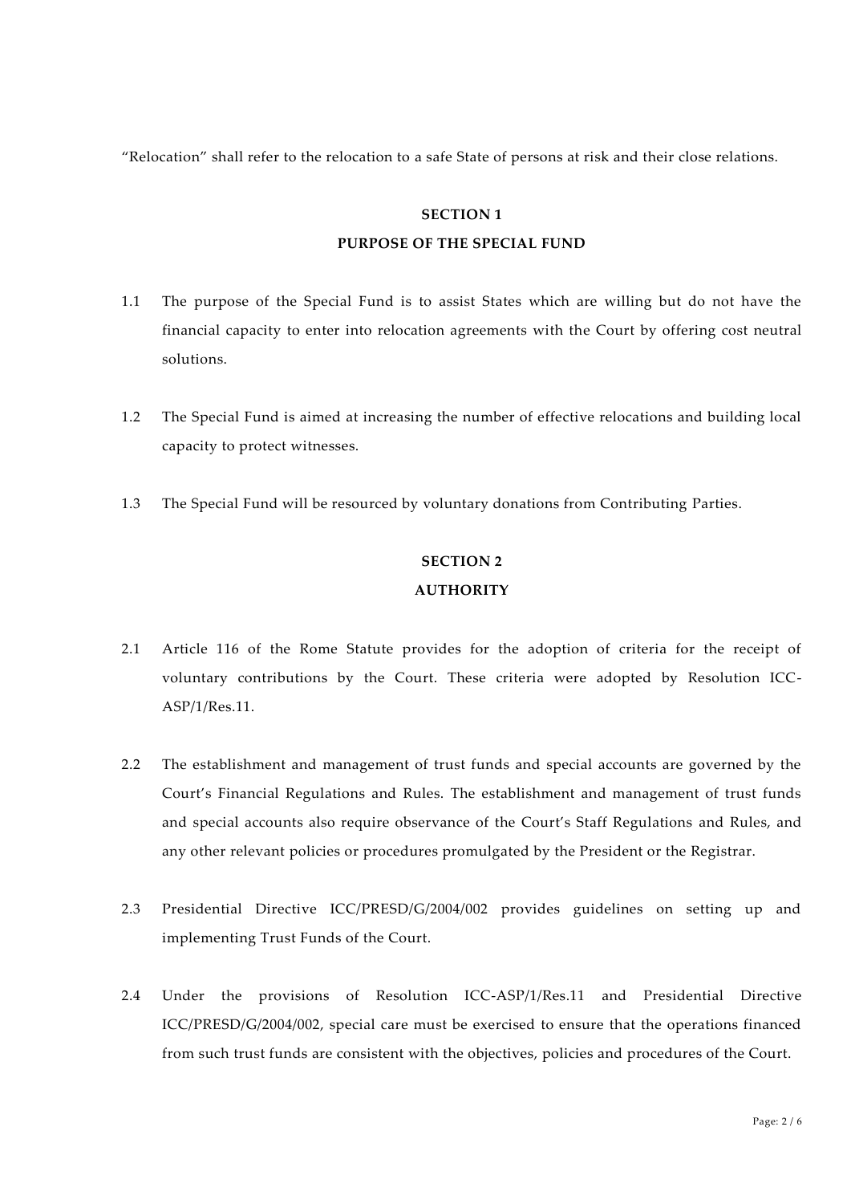"Relocation" shall refer to the relocation to a safe State of persons at risk and their close relations.

## SECTION 1
## PURPOSE OF THE SPECIAL FUND

1.1 The purpose of the Special Fund is to assist States which are willing but do not have the financial capacity to enter into relocation agreements with the Court by offering cost neutral solutions.

1.2 The Special Fund is aimed at increasing the number of effective relocations and building local capacity to protect witnesses.

1.3 The Special Fund will be resourced by voluntary donations from Contributing Parties.

## SECTION 2
## AUTHORITY

2.1 Article 116 of the Rome Statute provides for the adoption of criteria for the receipt of voluntary contributions by the Court. These criteria were adopted by Resolution ICC-ASP/1/Res.11.

2.2 The establishment and management of trust funds and special accounts are governed by the Court's Financial Regulations and Rules. The establishment and management of trust funds and special accounts also require observance of the Court's Staff Regulations and Rules, and any other relevant policies or procedures promulgated by the President or the Registrar.

2.3 Presidential Directive ICC/PRESD/G/2004/002 provides guidelines on setting up and implementing Trust Funds of the Court.

2.4 Under the provisions of Resolution ICC-ASP/1/Res.11 and Presidential Directive ICC/PRESD/G/2004/002, special care must be exercised to ensure that the operations financed from such trust funds are consistent with the objectives, policies and procedures of the Court.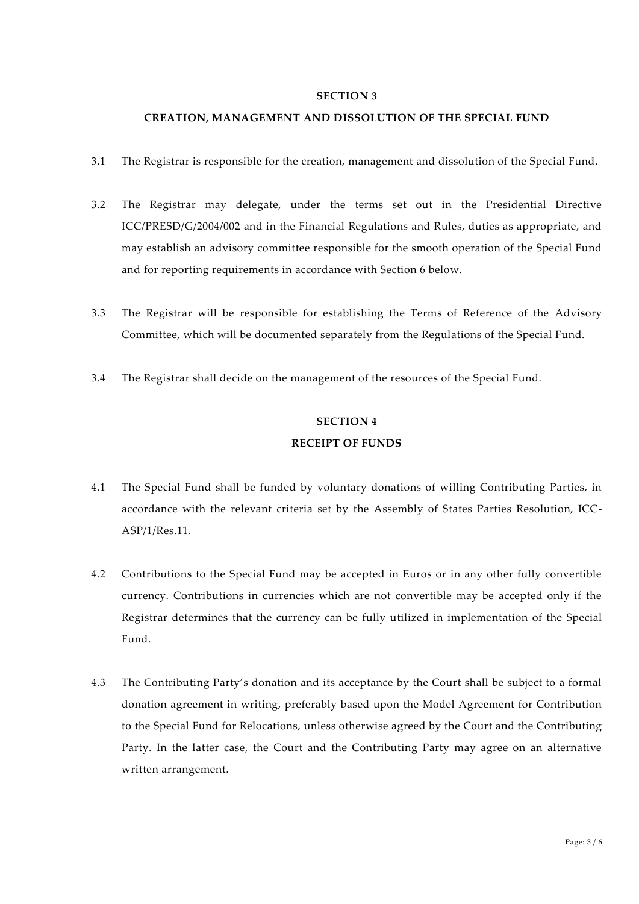## SECTION 3

## CREATION, MANAGEMENT AND DISSOLUTION OF THE SPECIAL FUND

3.1 The Registrar is responsible for the creation, management and dissolution of the Special Fund.

3.2 The Registrar may delegate, under the terms set out in the Presidential Directive ICC/PRESD/G/2004/002 and in the Financial Regulations and Rules, duties as appropriate, and may establish an advisory committee responsible for the smooth operation of the Special Fund and for reporting requirements in accordance with Section 6 below.

3.3 The Registrar will be responsible for establishing the Terms of Reference of the Advisory Committee, which will be documented separately from the Regulations of the Special Fund.

3.4 The Registrar shall decide on the management of the resources of the Special Fund.

## SECTION 4

## RECEIPT OF FUNDS

4.1 The Special Fund shall be funded by voluntary donations of willing Contributing Parties, in accordance with the relevant criteria set by the Assembly of States Parties Resolution, ICC-ASP/1/Res.11.

4.2 Contributions to the Special Fund may be accepted in Euros or in any other fully convertible currency. Contributions in currencies which are not convertible may be accepted only if the Registrar determines that the currency can be fully utilized in implementation of the Special Fund.

4.3 The Contributing Party's donation and its acceptance by the Court shall be subject to a formal donation agreement in writing, preferably based upon the Model Agreement for Contribution to the Special Fund for Relocations, unless otherwise agreed by the Court and the Contributing Party. In the latter case, the Court and the Contributing Party may agree on an alternative written arrangement.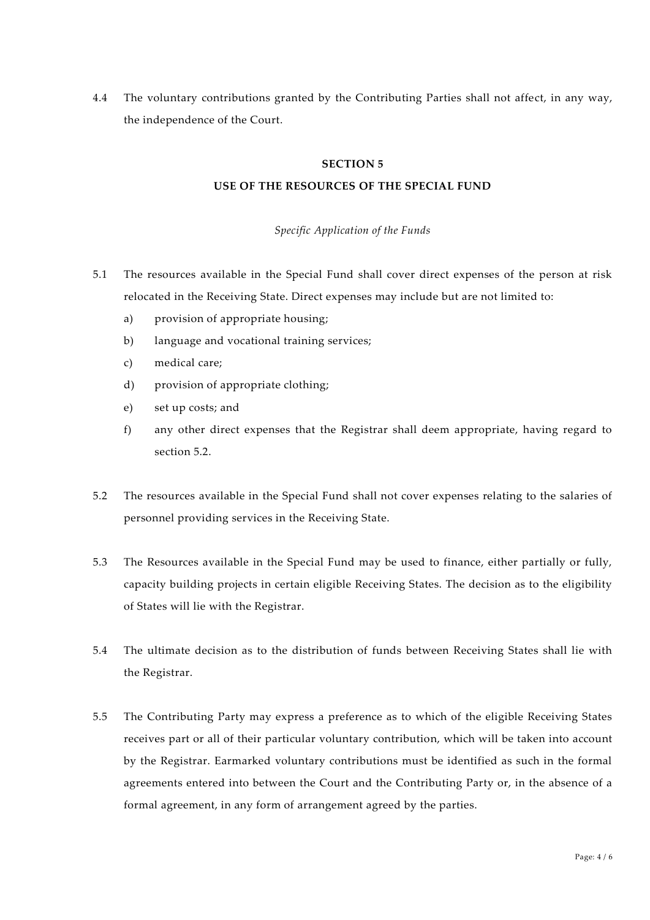4.4 The voluntary contributions granted by the Contributing Parties shall not affect, in any way, the independence of the Court.

## SECTION 5

## USE OF THE RESOURCES OF THE SPECIAL FUND

*Specific Application of the Funds*

5.1 The resources available in the Special Fund shall cover direct expenses of the person at risk relocated in the Receiving State. Direct expenses may include but are not limited to:

   a) provision of appropriate housing;

   b) language and vocational training services;

   c) medical care;

   d) provision of appropriate clothing;

   e) set up costs; and

   f) any other direct expenses that the Registrar shall deem appropriate, having regard to section 5.2.

5.2 The resources available in the Special Fund shall not cover expenses relating to the salaries of personnel providing services in the Receiving State.

5.3 The Resources available in the Special Fund may be used to finance, either partially or fully, capacity building projects in certain eligible Receiving States. The decision as to the eligibility of States will lie with the Registrar.

5.4 The ultimate decision as to the distribution of funds between Receiving States shall lie with the Registrar.

5.5 The Contributing Party may express a preference as to which of the eligible Receiving States receives part or all of their particular voluntary contribution, which will be taken into account by the Registrar. Earmarked voluntary contributions must be identified as such in the formal agreements entered into between the Court and the Contributing Party or, in the absence of a formal agreement, in any form of arrangement agreed by the parties.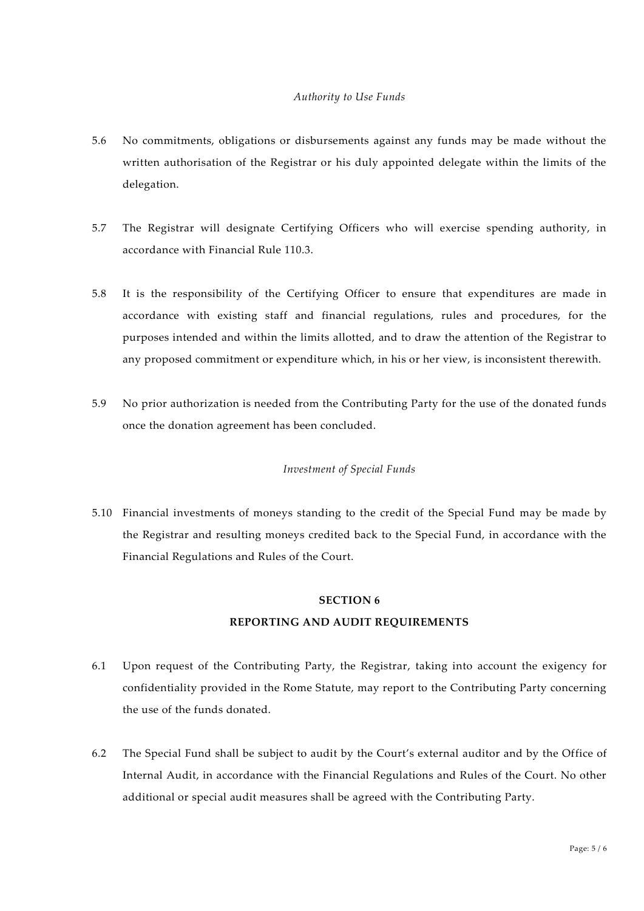*Authority to Use Funds*

5.6 No commitments, obligations or disbursements against any funds may be made without the written authorisation of the Registrar or his duly appointed delegate within the limits of the delegation.

5.7 The Registrar will designate Certifying Officers who will exercise spending authority, in accordance with Financial Rule 110.3.

5.8 It is the responsibility of the Certifying Officer to ensure that expenditures are made in accordance with existing staff and financial regulations, rules and procedures, for the purposes intended and within the limits allotted, and to draw the attention of the Registrar to any proposed commitment or expenditure which, in his or her view, is inconsistent therewith.

5.9 No prior authorization is needed from the Contributing Party for the use of the donated funds once the donation agreement has been concluded.

*Investment of Special Funds*

5.10 Financial investments of moneys standing to the credit of the Special Fund may be made by the Registrar and resulting moneys credited back to the Special Fund, in accordance with the Financial Regulations and Rules of the Court.

## SECTION 6
## REPORTING AND AUDIT REQUIREMENTS

6.1 Upon request of the Contributing Party, the Registrar, taking into account the exigency for confidentiality provided in the Rome Statute, may report to the Contributing Party concerning the use of the funds donated.

6.2 The Special Fund shall be subject to audit by the Court's external auditor and by the Office of Internal Audit, in accordance with the Financial Regulations and Rules of the Court. No other additional or special audit measures shall be agreed with the Contributing Party.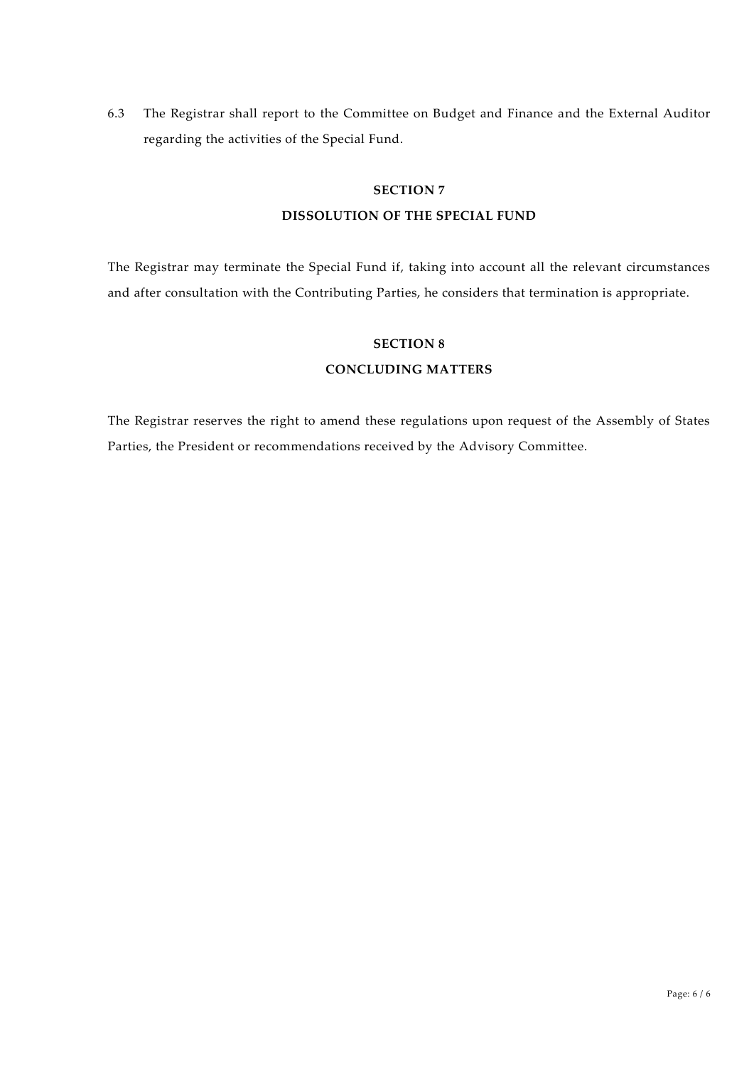6.3 The Registrar shall report to the Committee on Budget and Finance and the External Auditor regarding the activities of the Special Fund.

## SECTION 7

## DISSOLUTION OF THE SPECIAL FUND

The Registrar may terminate the Special Fund if, taking into account all the relevant circumstances and after consultation with the Contributing Parties, he considers that termination is appropriate.

## SECTION 8

## CONCLUDING MATTERS

The Registrar reserves the right to amend these regulations upon request of the Assembly of States Parties, the President or recommendations received by the Advisory Committee.